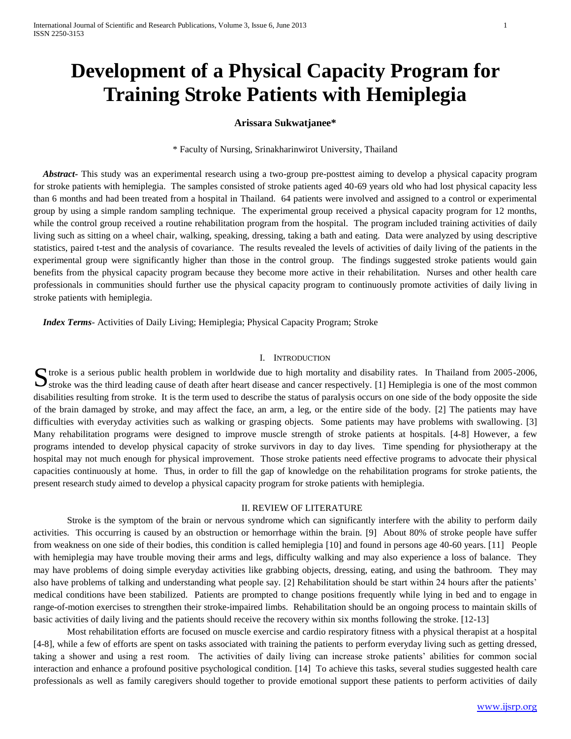# Development of a Physical Capacity Program for Training Stroke Patients with Hemiplegia

**Arissara Sukwatjanee***

* Faculty of Nursing, Srinakharinwirot University, Thailand

***Abstract-*** This study was an experimental research using a two-group pre-posttest aiming to develop a physical capacity program for stroke patients with hemiplegia. The samples consisted of stroke patients aged 40-69 years old who had lost physical capacity less than 6 months and had been treated from a hospital in Thailand. 64 patients were involved and assigned to a control or experimental group by using a simple random sampling technique. The experimental group received a physical capacity program for 12 months, while the control group received a routine rehabilitation program from the hospital. The program included training activities of daily living such as sitting on a wheel chair, walking, speaking, dressing, taking a bath and eating. Data were analyzed by using descriptive statistics, paired t-test and the analysis of covariance. The results revealed the levels of activities of daily living of the patients in the experimental group were significantly higher than those in the control group. The findings suggested stroke patients would gain benefits from the physical capacity program because they become more active in their rehabilitation. Nurses and other health care professionals in communities should further use the physical capacity program to continuously promote activities of daily living in stroke patients with hemiplegia.

***Index Terms*-** Activities of Daily Living; Hemiplegia; Physical Capacity Program; Stroke

## I. Introduction

Stroke is a serious public health problem in worldwide due to high mortality and disability rates. In Thailand from 2005-2006, stroke was the third leading cause of death after heart disease and cancer respectively. [1] Hemiplegia is one of the most common disabilities resulting from stroke. It is the term used to describe the status of paralysis occurs on one side of the body opposite the side of the brain damaged by stroke, and may affect the face, an arm, a leg, or the entire side of the body. [2] The patients may have difficulties with everyday activities such as walking or grasping objects. Some patients may have problems with swallowing. [3] Many rehabilitation programs were designed to improve muscle strength of stroke patients at hospitals. [4-8] However, a few programs intended to develop physical capacity of stroke survivors in day to day lives. Time spending for physiotherapy at the hospital may not much enough for physical improvement. Those stroke patients need effective programs to advocate their physical capacities continuously at home. Thus, in order to fill the gap of knowledge on the rehabilitation programs for stroke patients, the present research study aimed to develop a physical capacity program for stroke patients with hemiplegia.

## II. Review of Literature

Stroke is the symptom of the brain or nervous syndrome which can significantly interfere with the ability to perform daily activities. This occurring is caused by an obstruction or hemorrhage within the brain. [9] About 80% of stroke people have suffer from weakness on one side of their bodies, this condition is called hemiplegia [10] and found in persons age 40-60 years. [11] People with hemiplegia may have trouble moving their arms and legs, difficulty walking and may also experience a loss of balance. They may have problems of doing simple everyday activities like grabbing objects, dressing, eating, and using the bathroom. They may also have problems of talking and understanding what people say. [2] Rehabilitation should be start within 24 hours after the patients' medical conditions have been stabilized. Patients are prompted to change positions frequently while lying in bed and to engage in range-of-motion exercises to strengthen their stroke-impaired limbs. Rehabilitation should be an ongoing process to maintain skills of basic activities of daily living and the patients should receive the recovery within six months following the stroke. [12-13]

Most rehabilitation efforts are focused on muscle exercise and cardio respiratory fitness with a physical therapist at a hospital [4-8], while a few of efforts are spent on tasks associated with training the patients to perform everyday living such as getting dressed, taking a shower and using a rest room. The activities of daily living can increase stroke patients' abilities for common social interaction and enhance a profound positive psychological condition. [14] To achieve this tasks, several studies suggested health care professionals as well as family caregivers should together to provide emotional support these patients to perform activities of daily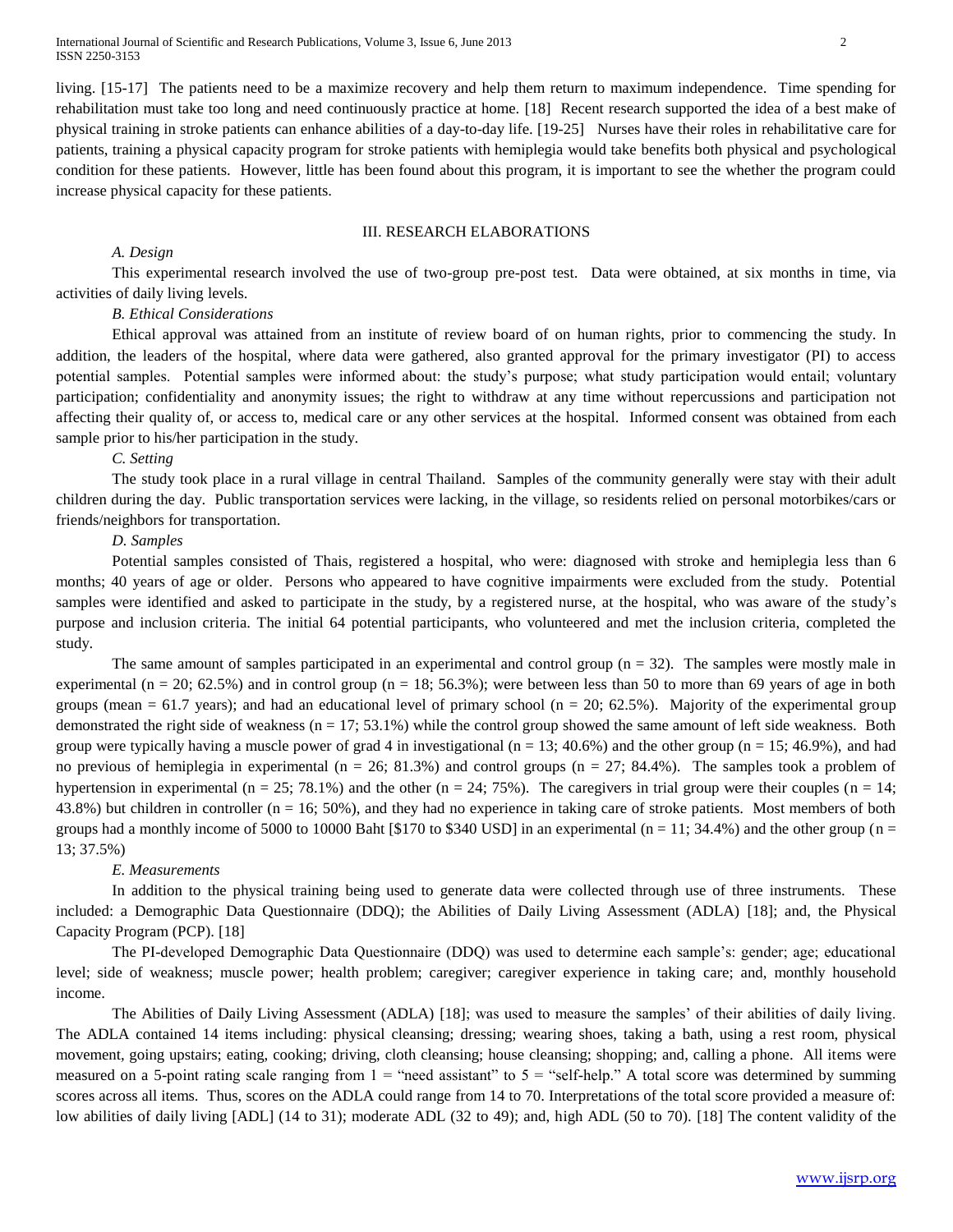living. [15-17] The patients need to be a maximize recovery and help them return to maximum independence. Time spending for rehabilitation must take too long and need continuously practice at home. [18] Recent research supported the idea of a best make of physical training in stroke patients can enhance abilities of a day-to-day life. [19-25] Nurses have their roles in rehabilitative care for patients, training a physical capacity program for stroke patients with hemiplegia would take benefits both physical and psychological condition for these patients. However, little has been found about this program, it is important to see the whether the program could increase physical capacity for these patients.

## III. RESEARCH ELABORATIONS

### *A. Design*

This experimental research involved the use of two-group pre-post test. Data were obtained, at six months in time, via activities of daily living levels.

### *B. Ethical Considerations*

Ethical approval was attained from an institute of review board of on human rights, prior to commencing the study. In addition, the leaders of the hospital, where data were gathered, also granted approval for the primary investigator (PI) to access potential samples. Potential samples were informed about: the study's purpose; what study participation would entail; voluntary participation; confidentiality and anonymity issues; the right to withdraw at any time without repercussions and participation not affecting their quality of, or access to, medical care or any other services at the hospital. Informed consent was obtained from each sample prior to his/her participation in the study.

### *C. Setting*

The study took place in a rural village in central Thailand. Samples of the community generally were stay with their adult children during the day. Public transportation services were lacking, in the village, so residents relied on personal motorbikes/cars or friends/neighbors for transportation.

### *D. Samples*

Potential samples consisted of Thais, registered a hospital, who were: diagnosed with stroke and hemiplegia less than 6 months; 40 years of age or older. Persons who appeared to have cognitive impairments were excluded from the study. Potential samples were identified and asked to participate in the study, by a registered nurse, at the hospital, who was aware of the study's purpose and inclusion criteria. The initial 64 potential participants, who volunteered and met the inclusion criteria, completed the study.

The same amount of samples participated in an experimental and control group (n = 32). The samples were mostly male in experimental (n = 20; 62.5%) and in control group (n = 18; 56.3%); were between less than 50 to more than 69 years of age in both groups (mean = 61.7 years); and had an educational level of primary school (n = 20; 62.5%). Majority of the experimental group demonstrated the right side of weakness (n = 17; 53.1%) while the control group showed the same amount of left side weakness. Both group were typically having a muscle power of grad 4 in investigational (n = 13; 40.6%) and the other group (n = 15; 46.9%), and had no previous of hemiplegia in experimental (n = 26; 81.3%) and control groups (n = 27; 84.4%). The samples took a problem of hypertension in experimental (n = 25; 78.1%) and the other (n = 24; 75%). The caregivers in trial group were their couples (n = 14; 43.8%) but children in controller (n = 16; 50%), and they had no experience in taking care of stroke patients. Most members of both groups had a monthly income of 5000 to 10000 Baht [$170 to $340 USD] in an experimental (n = 11; 34.4%) and the other group (n = 13; 37.5%)

### *E. Measurements*

In addition to the physical training being used to generate data were collected through use of three instruments. These included: a Demographic Data Questionnaire (DDQ); the Abilities of Daily Living Assessment (ADLA) [18]; and, the Physical Capacity Program (PCP). [18]

The PI-developed Demographic Data Questionnaire (DDQ) was used to determine each sample's: gender; age; educational level; side of weakness; muscle power; health problem; caregiver; caregiver experience in taking care; and, monthly household income.

The Abilities of Daily Living Assessment (ADLA) [18]; was used to measure the samples' of their abilities of daily living. The ADLA contained 14 items including: physical cleansing; dressing; wearing shoes, taking a bath, using a rest room, physical movement, going upstairs; eating, cooking; driving, cloth cleansing; house cleansing; shopping; and, calling a phone. All items were measured on a 5-point rating scale ranging from 1 = "need assistant" to 5 = "self-help." A total score was determined by summing scores across all items. Thus, scores on the ADLA could range from 14 to 70. Interpretations of the total score provided a measure of: low abilities of daily living [ADL] (14 to 31); moderate ADL (32 to 49); and, high ADL (50 to 70). [18] The content validity of the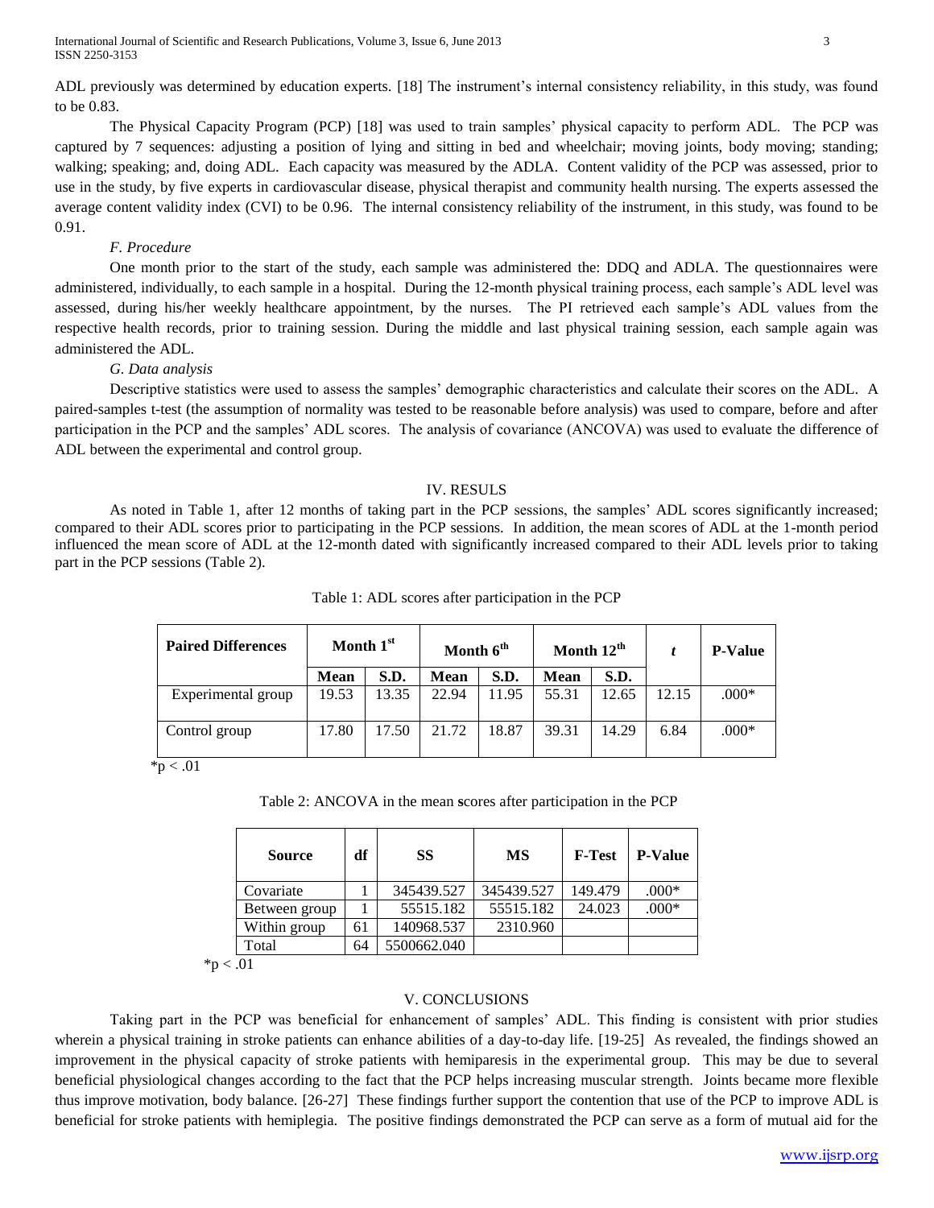ADL previously was determined by education experts. [18] The instrument's internal consistency reliability, in this study, was found to be 0.83.

The Physical Capacity Program (PCP) [18] was used to train samples' physical capacity to perform ADL. The PCP was captured by 7 sequences: adjusting a position of lying and sitting in bed and wheelchair; moving joints, body moving; standing; walking; speaking; and, doing ADL. Each capacity was measured by the ADLA. Content validity of the PCP was assessed, prior to use in the study, by five experts in cardiovascular disease, physical therapist and community health nursing. The experts assessed the average content validity index (CVI) to be 0.96. The internal consistency reliability of the instrument, in this study, was found to be 0.91.

### *F. Procedure*

One month prior to the start of the study, each sample was administered the: DDQ and ADLA. The questionnaires were administered, individually, to each sample in a hospital. During the 12-month physical training process, each sample's ADL level was assessed, during his/her weekly healthcare appointment, by the nurses. The PI retrieved each sample's ADL values from the respective health records, prior to training session. During the middle and last physical training session, each sample again was administered the ADL.

### *G. Data analysis*

Descriptive statistics were used to assess the samples' demographic characteristics and calculate their scores on the ADL. A paired-samples t-test (the assumption of normality was tested to be reasonable before analysis) was used to compare, before and after participation in the PCP and the samples' ADL scores. The analysis of covariance (ANCOVA) was used to evaluate the difference of ADL between the experimental and control group.

## IV. RESULS

As noted in Table 1, after 12 months of taking part in the PCP sessions, the samples' ADL scores significantly increased; compared to their ADL scores prior to participating in the PCP sessions. In addition, the mean scores of ADL at the 1-month period influenced the mean score of ADL at the 12-month dated with significantly increased compared to their ADL levels prior to taking part in the PCP sessions (Table 2).

Table 1: ADL scores after participation in the PCP

| Paired Differences | Month 1st | | Month 6th | | Month 12th | | *t* | P-Value |
|---|---|---|---|---|---|---|---|---|
| | Mean | S.D. | Mean | S.D. | Mean | S.D. | | |
| Experimental group | 19.53 | 13.35 | 22.94 | 11.95 | 55.31 | 12.65 | 12.15 | .000* |
| Control group | 17.80 | 17.50 | 21.72 | 18.87 | 39.31 | 14.29 | 6.84 | .000* |

*p < .01

Table 2: ANCOVA in the mean scores after participation in the PCP

| Source | df | SS | MS | F-Test | P-Value |
|---|---|---|---|---|---|
| Covariate | 1 | 345439.527 | 345439.527 | 149.479 | .000* |
| Between group | 1 | 55515.182 | 55515.182 | 24.023 | .000* |
| Within group | 61 | 140968.537 | 2310.960 | | |
| Total | 64 | 5500662.040 | | | |

*p < .01

## V. CONCLUSIONS

Taking part in the PCP was beneficial for enhancement of samples' ADL. This finding is consistent with prior studies wherein a physical training in stroke patients can enhance abilities of a day-to-day life. [19-25] As revealed, the findings showed an improvement in the physical capacity of stroke patients with hemiparesis in the experimental group. This may be due to several beneficial physiological changes according to the fact that the PCP helps increasing muscular strength. Joints became more flexible thus improve motivation, body balance. [26-27] These findings further support the contention that use of the PCP to improve ADL is beneficial for stroke patients with hemiplegia. The positive findings demonstrated the PCP can serve as a form of mutual aid for the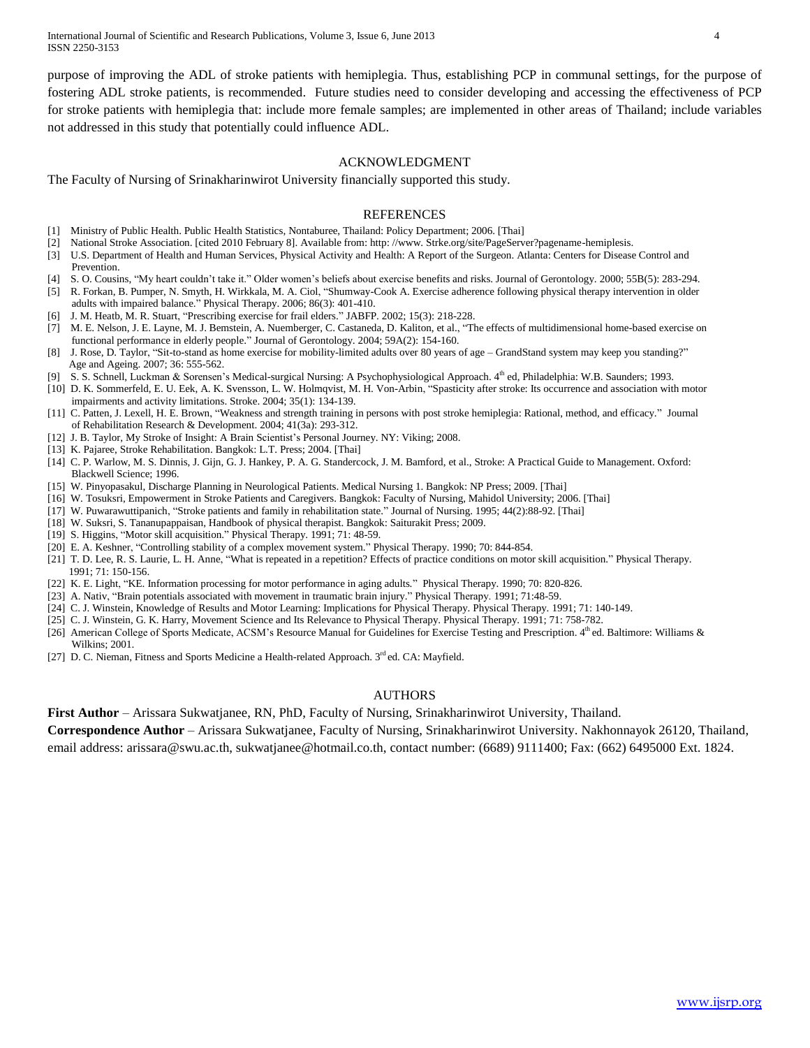purpose of improving the ADL of stroke patients with hemiplegia. Thus, establishing PCP in communal settings, for the purpose of fostering ADL stroke patients, is recommended. Future studies need to consider developing and accessing the effectiveness of PCP for stroke patients with hemiplegia that: include more female samples; are implemented in other areas of Thailand; include variables not addressed in this study that potentially could influence ADL.

## ACKNOWLEDGMENT

The Faculty of Nursing of Srinakharinwirot University financially supported this study.

## REFERENCES

[1] Ministry of Public Health. Public Health Statistics, Nontaburee, Thailand: Policy Department; 2006. [Thai]

[2] National Stroke Association. [cited 2010 February 8]. Available from: http: //www. Strke.org/site/PageServer?pagename-hemiplesis.

[3] U.S. Department of Health and Human Services, Physical Activity and Health: A Report of the Surgeon. Atlanta: Centers for Disease Control and Prevention.

[4] S. O. Cousins, "My heart couldn't take it." Older women's beliefs about exercise benefits and risks. Journal of Gerontology. 2000; 55B(5): 283-294.

[5] R. Forkan, B. Pumper, N. Smyth, H. Wirkkala, M. A. Ciol, "Shumway-Cook A. Exercise adherence following physical therapy intervention in older adults with impaired balance." Physical Therapy. 2006; 86(3): 401-410.

[6] J. M. Heatb, M. R. Stuart, "Prescribing exercise for frail elders." JABFP. 2002; 15(3): 218-228.

[7] M. E. Nelson, J. E. Layne, M. J. Bemstein, A. Nuemberger, C. Castaneda, D. Kaliton, et al., "The effects of multidimensional home-based exercise on functional performance in elderly people." Journal of Gerontology. 2004; 59A(2): 154-160.

[8] J. Rose, D. Taylor, "Sit-to-stand as home exercise for mobility-limited adults over 80 years of age – GrandStand system may keep you standing?" Age and Ageing. 2007; 36: 555-562.

[9] S. S. Schnell, Luckman & Sorensen's Medical-surgical Nursing: A Psychophysiological Approach. 4th ed, Philadelphia: W.B. Saunders; 1993.

[10] D. K. Sommerfeld, E. U. Eek, A. K. Svensson, L. W. Holmqvist, M. H. Von-Arbin, "Spasticity after stroke: Its occurrence and association with motor impairments and activity limitations. Stroke. 2004; 35(1): 134-139.

[11] C. Patten, J. Lexell, H. E. Brown, "Weakness and strength training in persons with post stroke hemiplegia: Rational, method, and efficacy." Journal of Rehabilitation Research & Development. 2004; 41(3a): 293-312.

[12] J. B. Taylor, My Stroke of Insight: A Brain Scientist's Personal Journey. NY: Viking; 2008.

[13] K. Pajaree, Stroke Rehabilitation. Bangkok: L.T. Press; 2004. [Thai]

[14] C. P. Warlow, M. S. Dinnis, J. Gijn, G. J. Hankey, P. A. G. Standercock, J. M. Bamford, et al., Stroke: A Practical Guide to Management. Oxford: Blackwell Science; 1996.

[15] W. Pinyopasakul, Discharge Planning in Neurological Patients. Medical Nursing 1. Bangkok: NP Press; 2009. [Thai]

[16] W. Tosuksri, Empowerment in Stroke Patients and Caregivers. Bangkok: Faculty of Nursing, Mahidol University; 2006. [Thai]

[17] W. Puwarawuttipanich, "Stroke patients and family in rehabilitation state." Journal of Nursing. 1995; 44(2):88-92. [Thai]

[18] W. Suksri, S. Tananupappaisan, Handbook of physical therapist. Bangkok: Saiturakit Press; 2009.

[19] S. Higgins, "Motor skill acquisition." Physical Therapy. 1991; 71: 48-59.

[20] E. A. Keshner, "Controlling stability of a complex movement system." Physical Therapy. 1990; 70: 844-854.

[21] T. D. Lee, R. S. Laurie, L. H. Anne, "What is repeated in a repetition? Effects of practice conditions on motor skill acquisition." Physical Therapy. 1991; 71: 150-156.

[22] K. E. Light, "KE. Information processing for motor performance in aging adults." Physical Therapy. 1990; 70: 820-826.

[23] A. Nativ, "Brain potentials associated with movement in traumatic brain injury." Physical Therapy. 1991; 71:48-59.

[24] C. J. Winstein, Knowledge of Results and Motor Learning: Implications for Physical Therapy. Physical Therapy. 1991; 71: 140-149.

[25] C. J. Winstein, G. K. Harry, Movement Science and Its Relevance to Physical Therapy. Physical Therapy. 1991; 71: 758-782.

[26] American College of Sports Medicate, ACSM's Resource Manual for Guidelines for Exercise Testing and Prescription. 4th ed. Baltimore: Williams & Wilkins; 2001.

[27] D. C. Nieman, Fitness and Sports Medicine a Health-related Approach. 3rd ed. CA: Mayfield.

## AUTHORS

**First Author** – Arissara Sukwatjanee, RN, PhD, Faculty of Nursing, Srinakharinwirot University, Thailand.

**Correspondence Author** – Arissara Sukwatjanee, Faculty of Nursing, Srinakharinwirot University. Nakhonnayok 26120, Thailand, email address: arissara@swu.ac.th, sukwatjanee@hotmail.co.th, contact number: (6689) 9111400; Fax: (662) 6495000 Ext. 1824.